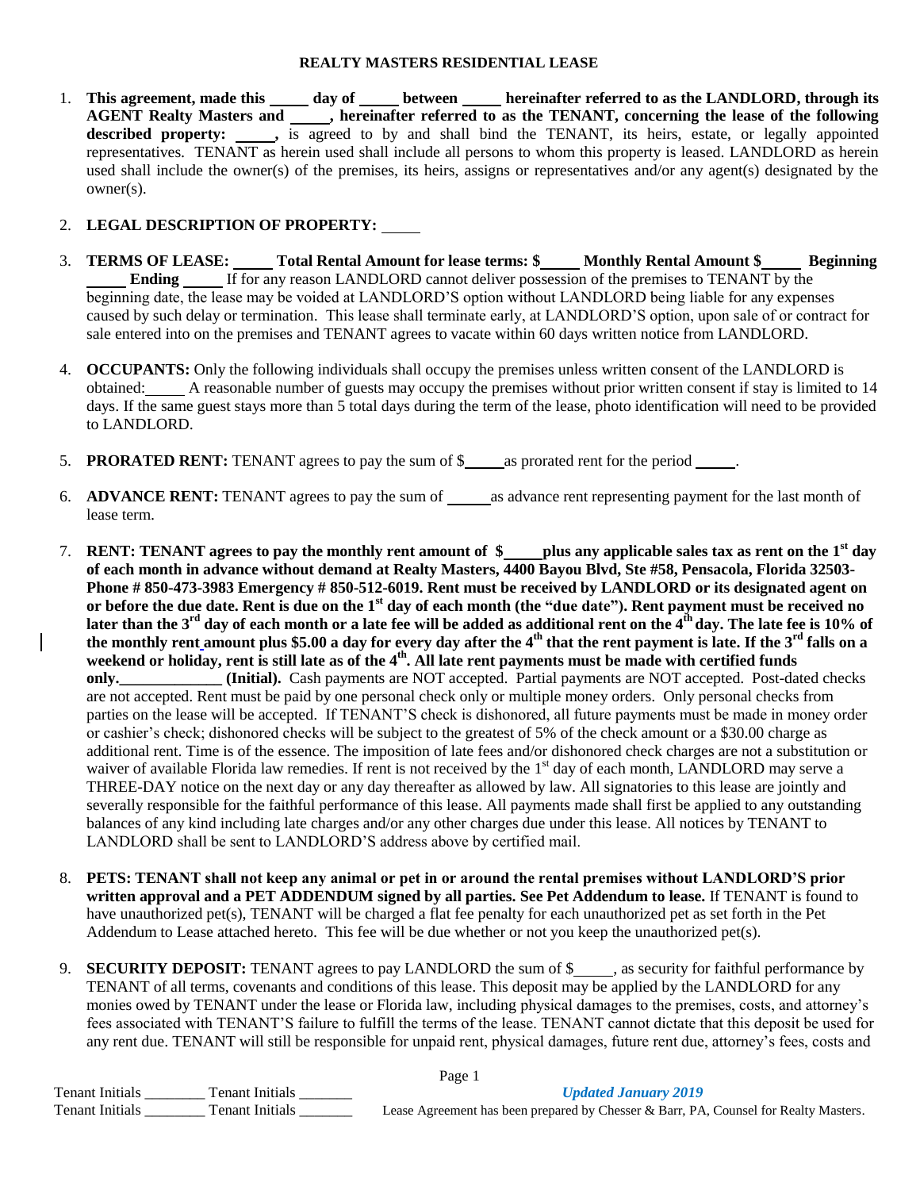# REALTY MASTERS RESIDENTIAL LEASE

1. **This agreement, made this _____ day of _____ between _____ hereinafter referred to as the LANDLORD, through its AGENT Realty Masters and _____, hereinafter referred to as the TENANT, concerning the lease of the following described property: _____,** is agreed to by and shall bind the TENANT, its heirs, estate, or legally appointed representatives. TENANT as herein used shall include all persons to whom this property is leased. LANDLORD as herein used shall include the owner(s) of the premises, its heirs, assigns or representatives and/or any agent(s) designated by the owner(s).

2. **LEGAL DESCRIPTION OF PROPERTY:** _____

3. **TERMS OF LEASE: _____ Total Rental Amount for lease terms: $_____ Monthly Rental Amount $_____ Beginning _____ Ending _____** If for any reason LANDLORD cannot deliver possession of the premises to TENANT by the beginning date, the lease may be voided at LANDLORD'S option without LANDLORD being liable for any expenses caused by such delay or termination. This lease shall terminate early, at LANDLORD'S option, upon sale of or contract for sale entered into on the premises and TENANT agrees to vacate within 60 days written notice from LANDLORD.

4. **OCCUPANTS:** Only the following individuals shall occupy the premises unless written consent of the LANDLORD is obtained: _____ A reasonable number of guests may occupy the premises without prior written consent if stay is limited to 14 days. If the same guest stays more than 5 total days during the term of the lease, photo identification will need to be provided to LANDLORD.

5. **PRORATED RENT:** TENANT agrees to pay the sum of $_____ as prorated rent for the period _____.

6. **ADVANCE RENT:** TENANT agrees to pay the sum of _____ as advance rent representing payment for the last month of lease term.

7. **RENT: TENANT agrees to pay the monthly rent amount of $_____ plus any applicable sales tax as rent on the 1st day of each month in advance without demand at Realty Masters, 4400 Bayou Blvd, Ste #58, Pensacola, Florida 32503- Phone # 850-473-3983 Emergency # 850-512-6019. Rent must be received by LANDLORD or its designated agent on or before the due date. Rent is due on the 1st day of each month (the "due date"). Rent payment must be received no later than the 3rd day of each month or a late fee will be added as additional rent on the 4th day. The late fee is 10% of the monthly rent amount plus $5.00 a day for every day after the 4th that the rent payment is late. If the 3rd falls on a weekend or holiday, rent is still late as of the 4th. All late rent payments must be made with certified funds only.\_\_\_\_\_\_\_\_\_\_\_\_\_ (Initial).** Cash payments are NOT accepted. Partial payments are NOT accepted. Post-dated checks are not accepted. Rent must be paid by one personal check only or multiple money orders. Only personal checks from parties on the lease will be accepted. If TENANT'S check is dishonored, all future payments must be made in money order or cashier's check; dishonored checks will be subject to the greatest of 5% of the check amount or a $30.00 charge as additional rent. Time is of the essence. The imposition of late fees and/or dishonored check charges are not a substitution or waiver of available Florida law remedies. If rent is not received by the 1st day of each month, LANDLORD may serve a THREE-DAY notice on the next day or any day thereafter as allowed by law. All signatories to this lease are jointly and severally responsible for the faithful performance of this lease. All payments made shall first be applied to any outstanding balances of any kind including late charges and/or any other charges due under this lease. All notices by TENANT to LANDLORD shall be sent to LANDLORD'S address above by certified mail.

8. **PETS: TENANT shall not keep any animal or pet in or around the rental premises without LANDLORD'S prior written approval and a PET ADDENDUM signed by all parties. See Pet Addendum to lease.** If TENANT is found to have unauthorized pet(s), TENANT will be charged a flat fee penalty for each unauthorized pet as set forth in the Pet Addendum to Lease attached hereto. This fee will be due whether or not you keep the unauthorized pet(s).

9. **SECURITY DEPOSIT:** TENANT agrees to pay LANDLORD the sum of $_____, as security for faithful performance by TENANT of all terms, covenants and conditions of this lease. This deposit may be applied by the LANDLORD for any monies owed by TENANT under the lease or Florida law, including physical damages to the premises, costs, and attorney's fees associated with TENANT'S failure to fulfill the terms of the lease. TENANT cannot dictate that this deposit be used for any rent due. TENANT will still be responsible for unpaid rent, physical damages, future rent due, attorney's fees, costs and

Tenant Initials \_\_\_\_\_\_\_\_ Tenant Initials \_\_\_\_\_\_\_\_
Tenant Initials \_\_\_\_\_\_\_\_ Tenant Initials \_\_\_\_\_\_\_\_

*Updated January 2019*
Lease Agreement has been prepared by Chesser & Barr, PA, Counsel for Realty Masters.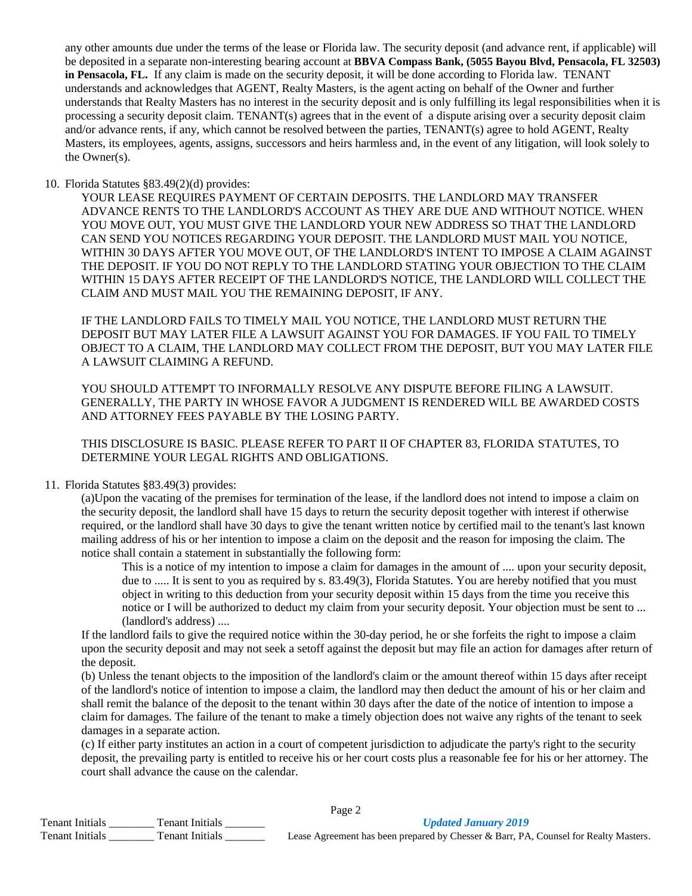any other amounts due under the terms of the lease or Florida law. The security deposit (and advance rent, if applicable) will be deposited in a separate non-interesting bearing account at **BBVA Compass Bank, (5055 Bayou Blvd, Pensacola, FL 32503) in Pensacola, FL.** If any claim is made on the security deposit, it will be done according to Florida law. TENANT understands and acknowledges that AGENT, Realty Masters, is the agent acting on behalf of the Owner and further understands that Realty Masters has no interest in the security deposit and is only fulfilling its legal responsibilities when it is processing a security deposit claim. TENANT(s) agrees that in the event of a dispute arising over a security deposit claim and/or advance rents, if any, which cannot be resolved between the parties, TENANT(s) agree to hold AGENT, Realty Masters, its employees, agents, assigns, successors and heirs harmless and, in the event of any litigation, will look solely to the Owner(s).

10. Florida Statutes §83.49(2)(d) provides:

    YOUR LEASE REQUIRES PAYMENT OF CERTAIN DEPOSITS. THE LANDLORD MAY TRANSFER ADVANCE RENTS TO THE LANDLORD'S ACCOUNT AS THEY ARE DUE AND WITHOUT NOTICE. WHEN YOU MOVE OUT, YOU MUST GIVE THE LANDLORD YOUR NEW ADDRESS SO THAT THE LANDLORD CAN SEND YOU NOTICES REGARDING YOUR DEPOSIT. THE LANDLORD MUST MAIL YOU NOTICE, WITHIN 30 DAYS AFTER YOU MOVE OUT, OF THE LANDLORD'S INTENT TO IMPOSE A CLAIM AGAINST THE DEPOSIT. IF YOU DO NOT REPLY TO THE LANDLORD STATING YOUR OBJECTION TO THE CLAIM WITHIN 15 DAYS AFTER RECEIPT OF THE LANDLORD'S NOTICE, THE LANDLORD WILL COLLECT THE CLAIM AND MUST MAIL YOU THE REMAINING DEPOSIT, IF ANY.

    IF THE LANDLORD FAILS TO TIMELY MAIL YOU NOTICE, THE LANDLORD MUST RETURN THE DEPOSIT BUT MAY LATER FILE A LAWSUIT AGAINST YOU FOR DAMAGES. IF YOU FAIL TO TIMELY OBJECT TO A CLAIM, THE LANDLORD MAY COLLECT FROM THE DEPOSIT, BUT YOU MAY LATER FILE A LAWSUIT CLAIMING A REFUND.

    YOU SHOULD ATTEMPT TO INFORMALLY RESOLVE ANY DISPUTE BEFORE FILING A LAWSUIT. GENERALLY, THE PARTY IN WHOSE FAVOR A JUDGMENT IS RENDERED WILL BE AWARDED COSTS AND ATTORNEY FEES PAYABLE BY THE LOSING PARTY.

    THIS DISCLOSURE IS BASIC. PLEASE REFER TO PART II OF CHAPTER 83, FLORIDA STATUTES, TO DETERMINE YOUR LEGAL RIGHTS AND OBLIGATIONS.

11. Florida Statutes §83.49(3) provides:

    (a)Upon the vacating of the premises for termination of the lease, if the landlord does not intend to impose a claim on the security deposit, the landlord shall have 15 days to return the security deposit together with interest if otherwise required, or the landlord shall have 30 days to give the tenant written notice by certified mail to the tenant's last known mailing address of his or her intention to impose a claim on the deposit and the reason for imposing the claim. The notice shall contain a statement in substantially the following form:

    > This is a notice of my intention to impose a claim for damages in the amount of .... upon your security deposit, due to ..... It is sent to you as required by s. 83.49(3), Florida Statutes. You are hereby notified that you must object in writing to this deduction from your security deposit within 15 days from the time you receive this notice or I will be authorized to deduct my claim from your security deposit. Your objection must be sent to ... (landlord's address) ....

    If the landlord fails to give the required notice within the 30-day period, he or she forfeits the right to impose a claim upon the security deposit and may not seek a setoff against the deposit but may file an action for damages after return of the deposit.

    (b) Unless the tenant objects to the imposition of the landlord's claim or the amount thereof within 15 days after receipt of the landlord's notice of intention to impose a claim, the landlord may then deduct the amount of his or her claim and shall remit the balance of the deposit to the tenant within 30 days after the date of the notice of intention to impose a claim for damages. The failure of the tenant to make a timely objection does not waive any rights of the tenant to seek damages in a separate action.

    (c) If either party institutes an action in a court of competent jurisdiction to adjudicate the party's right to the security deposit, the prevailing party is entitled to receive his or her court costs plus a reasonable fee for his or her attorney. The court shall advance the cause on the calendar.

Tenant Initials ________ Tenant Initials _______
Tenant Initials ________ Tenant Initials _______

*Updated January 2019*

Lease Agreement has been prepared by Chesser & Barr, PA, Counsel for Realty Masters.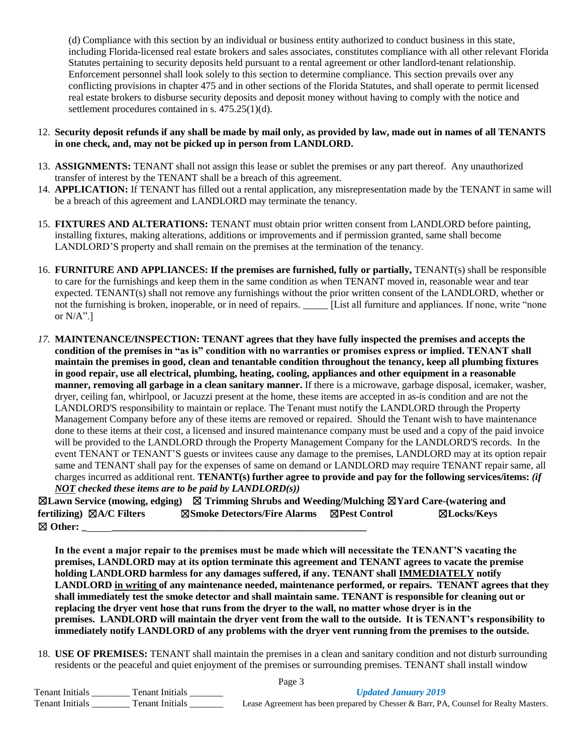(d) Compliance with this section by an individual or business entity authorized to conduct business in this state, including Florida-licensed real estate brokers and sales associates, constitutes compliance with all other relevant Florida Statutes pertaining to security deposits held pursuant to a rental agreement or other landlord-tenant relationship. Enforcement personnel shall look solely to this section to determine compliance. This section prevails over any conflicting provisions in chapter 475 and in other sections of the Florida Statutes, and shall operate to permit licensed real estate brokers to disburse security deposits and deposit money without having to comply with the notice and settlement procedures contained in s. 475.25(1)(d).

12. **Security deposit refunds if any shall be made by mail only, as provided by law, made out in names of all TENANTS in one check, and, may not be picked up in person from LANDLORD.**

13. **ASSIGNMENTS:** TENANT shall not assign this lease or sublet the premises or any part thereof. Any unauthorized transfer of interest by the TENANT shall be a breach of this agreement.
14. **APPLICATION:** If TENANT has filled out a rental application, any misrepresentation made by the TENANT in same will be a breach of this agreement and LANDLORD may terminate the tenancy.

15. **FIXTURES AND ALTERATIONS:** TENANT must obtain prior written consent from LANDLORD before painting, installing fixtures, making alterations, additions or improvements and if permission granted, same shall become LANDLORD'S property and shall remain on the premises at the termination of the tenancy.

16. **FURNITURE AND APPLIANCES: If the premises are furnished, fully or partially,** TENANT(s) shall be responsible to care for the furnishings and keep them in the same condition as when TENANT moved in, reasonable wear and tear expected. TENANT(s) shall not remove any furnishings without the prior written consent of the LANDLORD, whether or not the furnishing is broken, inoperable, or in need of repairs. _____ [List all furniture and appliances. If none, write "none or N/A".]

17. **MAINTENANCE/INSPECTION: TENANT agrees that they have fully inspected the premises and accepts the condition of the premises in "as is" condition with no warranties or promises express or implied. TENANT shall maintain the premises in good, clean and tenantable condition throughout the tenancy, keep all plumbing fixtures in good repair, use all electrical, plumbing, heating, cooling, appliances and other equipment in a reasonable manner, removing all garbage in a clean sanitary manner.** If there is a microwave, garbage disposal, icemaker, washer, dryer, ceiling fan, whirlpool, or Jacuzzi present at the home, these items are accepted in as-is condition and are not the LANDLORD'S responsibility to maintain or replace. The Tenant must notify the LANDLORD through the Property Management Company before any of these items are removed or repaired. Should the Tenant wish to have maintenance done to these items at their cost, a licensed and insured maintenance company must be used and a copy of the paid invoice will be provided to the LANDLORD through the Property Management Company for the LANDLORD'S records. In the event TENANT or TENANT'S guests or invitees cause any damage to the premises, LANDLORD may at its option repair same and TENANT shall pay for the expenses of same on demand or LANDLORD may require TENANT repair same, all charges incurred as additional rent. **TENANT(s) further agree to provide and pay for the following services/items:** ***(if <u>NOT</u> checked these items are to be paid by LANDLORD(s))***

**☒Lawn Service (mowing, edging) ☒ Trimming Shrubs and Weeding/Mulching ☒Yard Care-(watering and fertilizing) ☒A/C Filters ☒Smoke Detectors/Fire Alarms ☒Pest Control ☒Locks/Keys**
**☒ Other: ______________________________________________________________**

**In the event a major repair to the premises must be made which will necessitate the TENANT'S vacating the premises, LANDLORD may at its option terminate this agreement and TENANT agrees to vacate the premise holding LANDLORD harmless for any damages suffered, if any. TENANT shall <u>IMMEDIATELY</u> notify LANDLORD <u>in writing</u> of any maintenance needed, maintenance performed, or repairs. TENANT agrees that they shall immediately test the smoke detector and shall maintain same. TENANT is responsible for cleaning out or replacing the dryer vent hose that runs from the dryer to the wall, no matter whose dryer is in the premises. LANDLORD will maintain the dryer vent from the wall to the outside. It is TENANT's responsibility to immediately notify LANDLORD of any problems with the dryer vent running from the premises to the outside.**

18. **USE OF PREMISES:** TENANT shall maintain the premises in a clean and sanitary condition and not disturb surrounding residents or the peaceful and quiet enjoyment of the premises or surrounding premises. TENANT shall install window

Tenant Initials ________ Tenant Initials _______
Tenant Initials ________ Tenant Initials _______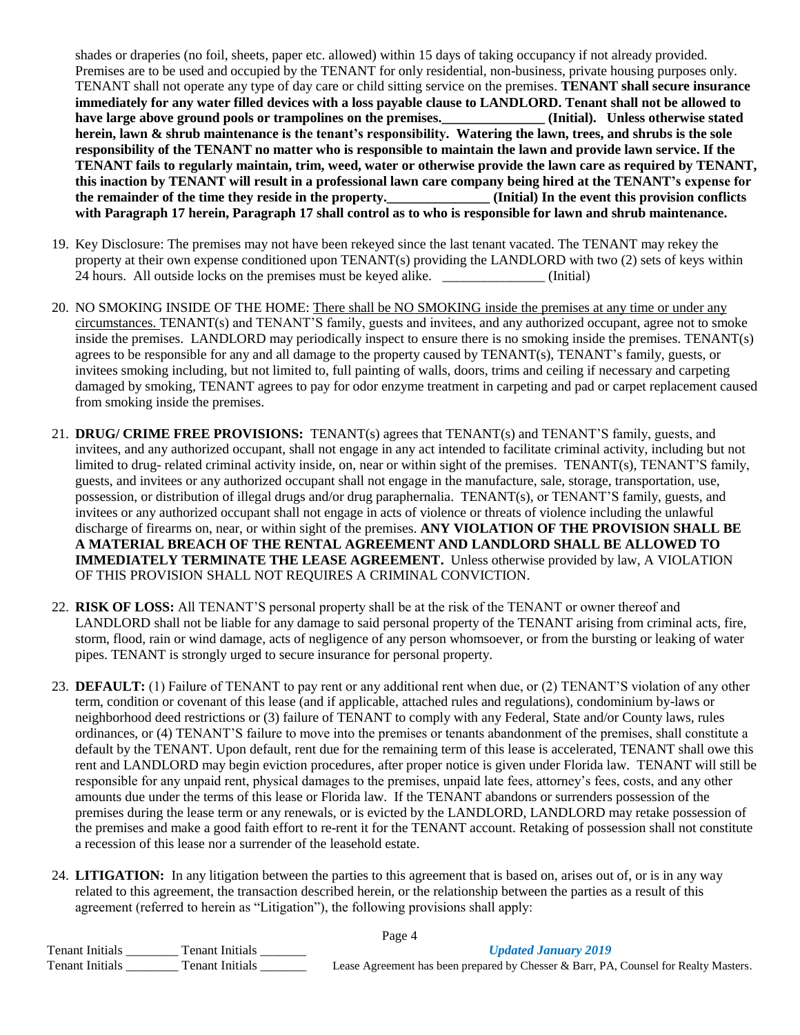shades or draperies (no foil, sheets, paper etc. allowed) within 15 days of taking occupancy if not already provided. Premises are to be used and occupied by the TENANT for only residential, non-business, private housing purposes only. TENANT shall not operate any type of day care or child sitting service on the premises. **TENANT shall secure insurance immediately for any water filled devices with a loss payable clause to LANDLORD. Tenant shall not be allowed to have large above ground pools or trampolines on the premises.\_\_\_\_\_\_\_\_\_\_\_\_\_\_\_ (Initial). Unless otherwise stated herein, lawn & shrub maintenance is the tenant's responsibility. Watering the lawn, trees, and shrubs is the sole responsibility of the TENANT no matter who is responsible to maintain the lawn and provide lawn service. If the TENANT fails to regularly maintain, trim, weed, water or otherwise provide the lawn care as required by TENANT, this inaction by TENANT will result in a professional lawn care company being hired at the TENANT's expense for the remainder of the time they reside in the property.\_\_\_\_\_\_\_\_\_\_\_\_\_\_\_ (Initial) In the event this provision conflicts with Paragraph 17 herein, Paragraph 17 shall control as to who is responsible for lawn and shrub maintenance.**

19. Key Disclosure: The premises may not have been rekeyed since the last tenant vacated. The TENANT may rekey the property at their own expense conditioned upon TENANT(s) providing the LANDLORD with two (2) sets of keys within 24 hours. All outside locks on the premises must be keyed alike. \_\_\_\_\_\_\_\_\_\_\_\_\_\_\_ (Initial)

20. NO SMOKING INSIDE OF THE HOME: <u>There shall be NO SMOKING inside the premises at any time or under any circumstances.</u> TENANT(s) and TENANT'S family, guests and invitees, and any authorized occupant, agree not to smoke inside the premises. LANDLORD may periodically inspect to ensure there is no smoking inside the premises. TENANT(s) agrees to be responsible for any and all damage to the property caused by TENANT(s), TENANT's family, guests, or invitees smoking including, but not limited to, full painting of walls, doors, trims and ceiling if necessary and carpeting damaged by smoking, TENANT agrees to pay for odor enzyme treatment in carpeting and pad or carpet replacement caused from smoking inside the premises.

21. **DRUG/ CRIME FREE PROVISIONS:** TENANT(s) agrees that TENANT(s) and TENANT'S family, guests, and invitees, and any authorized occupant, shall not engage in any act intended to facilitate criminal activity, including but not limited to drug- related criminal activity inside, on, near or within sight of the premises. TENANT(s), TENANT'S family, guests, and invitees or any authorized occupant shall not engage in the manufacture, sale, storage, transportation, use, possession, or distribution of illegal drugs and/or drug paraphernalia. TENANT(s), or TENANT'S family, guests, and invitees or any authorized occupant shall not engage in acts of violence or threats of violence including the unlawful discharge of firearms on, near, or within sight of the premises. **ANY VIOLATION OF THE PROVISION SHALL BE A MATERIAL BREACH OF THE RENTAL AGREEMENT AND LANDLORD SHALL BE ALLOWED TO IMMEDIATELY TERMINATE THE LEASE AGREEMENT.** Unless otherwise provided by law, A VIOLATION OF THIS PROVISION SHALL NOT REQUIRES A CRIMINAL CONVICTION.

22. **RISK OF LOSS:** All TENANT'S personal property shall be at the risk of the TENANT or owner thereof and LANDLORD shall not be liable for any damage to said personal property of the TENANT arising from criminal acts, fire, storm, flood, rain or wind damage, acts of negligence of any person whomsoever, or from the bursting or leaking of water pipes. TENANT is strongly urged to secure insurance for personal property.

23. **DEFAULT:** (1) Failure of TENANT to pay rent or any additional rent when due, or (2) TENANT'S violation of any other term, condition or covenant of this lease (and if applicable, attached rules and regulations), condominium by-laws or neighborhood deed restrictions or (3) failure of TENANT to comply with any Federal, State and/or County laws, rules ordinances, or (4) TENANT'S failure to move into the premises or tenants abandonment of the premises, shall constitute a default by the TENANT. Upon default, rent due for the remaining term of this lease is accelerated, TENANT shall owe this rent and LANDLORD may begin eviction procedures, after proper notice is given under Florida law. TENANT will still be responsible for any unpaid rent, physical damages to the premises, unpaid late fees, attorney's fees, costs, and any other amounts due under the terms of this lease or Florida law. If the TENANT abandons or surrenders possession of the premises during the lease term or any renewals, or is evicted by the LANDLORD, LANDLORD may retake possession of the premises and make a good faith effort to re-rent it for the TENANT account. Retaking of possession shall not constitute a recession of this lease nor a surrender of the leasehold estate.

24. **LITIGATION:** In any litigation between the parties to this agreement that is based on, arises out of, or is in any way related to this agreement, the transaction described herein, or the relationship between the parties as a result of this agreement (referred to herein as "Litigation"), the following provisions shall apply:

Tenant Initials \_\_\_\_\_\_\_\_ Tenant Initials \_\_\_\_\_\_\_
Tenant Initials \_\_\_\_\_\_\_\_ Tenant Initials \_\_\_\_\_\_\_

*Updated January 2019*
Lease Agreement has been prepared by Chesser & Barr, PA, Counsel for Realty Masters.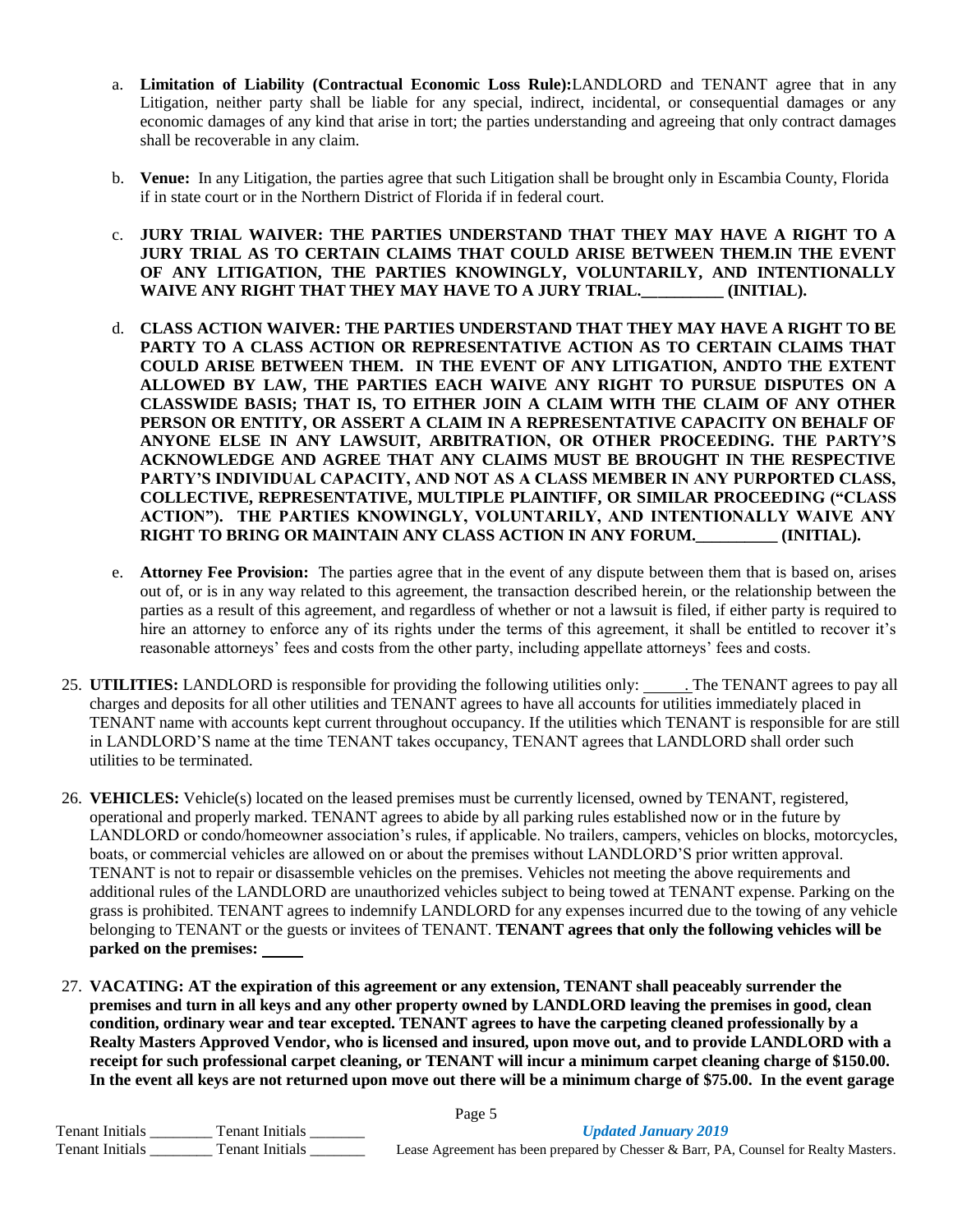a. **Limitation of Liability (Contractual Economic Loss Rule):**LANDLORD and TENANT agree that in any Litigation, neither party shall be liable for any special, indirect, incidental, or consequential damages or any economic damages of any kind that arise in tort; the parties understanding and agreeing that only contract damages shall be recoverable in any claim.

b. **Venue:** In any Litigation, the parties agree that such Litigation shall be brought only in Escambia County, Florida if in state court or in the Northern District of Florida if in federal court.

c. **JURY TRIAL WAIVER: THE PARTIES UNDERSTAND THAT THEY MAY HAVE A RIGHT TO A JURY TRIAL AS TO CERTAIN CLAIMS THAT COULD ARISE BETWEEN THEM.IN THE EVENT OF ANY LITIGATION, THE PARTIES KNOWINGLY, VOLUNTARILY, AND INTENTIONALLY WAIVE ANY RIGHT THAT THEY MAY HAVE TO A JURY TRIAL.__________ (INITIAL).**

d. **CLASS ACTION WAIVER: THE PARTIES UNDERSTAND THAT THEY MAY HAVE A RIGHT TO BE PARTY TO A CLASS ACTION OR REPRESENTATIVE ACTION AS TO CERTAIN CLAIMS THAT COULD ARISE BETWEEN THEM. IN THE EVENT OF ANY LITIGATION, ANDTO THE EXTENT ALLOWED BY LAW, THE PARTIES EACH WAIVE ANY RIGHT TO PURSUE DISPUTES ON A CLASSWIDE BASIS; THAT IS, TO EITHER JOIN A CLAIM WITH THE CLAIM OF ANY OTHER PERSON OR ENTITY, OR ASSERT A CLAIM IN A REPRESENTATIVE CAPACITY ON BEHALF OF ANYONE ELSE IN ANY LAWSUIT, ARBITRATION, OR OTHER PROCEEDING. THE PARTY'S ACKNOWLEDGE AND AGREE THAT ANY CLAIMS MUST BE BROUGHT IN THE RESPECTIVE PARTY'S INDIVIDUAL CAPACITY, AND NOT AS A CLASS MEMBER IN ANY PURPORTED CLASS, COLLECTIVE, REPRESENTATIVE, MULTIPLE PLAINTIFF, OR SIMILAR PROCEEDING ("CLASS ACTION"). THE PARTIES KNOWINGLY, VOLUNTARILY, AND INTENTIONALLY WAIVE ANY RIGHT TO BRING OR MAINTAIN ANY CLASS ACTION IN ANY FORUM.__________ (INITIAL).**

e. **Attorney Fee Provision:** The parties agree that in the event of any dispute between them that is based on, arises out of, or is in any way related to this agreement, the transaction described herein, or the relationship between the parties as a result of this agreement, and regardless of whether or not a lawsuit is filed, if either party is required to hire an attorney to enforce any of its rights under the terms of this agreement, it shall be entitled to recover it's reasonable attorneys' fees and costs from the other party, including appellate attorneys' fees and costs.

25. **UTILITIES:** LANDLORD is responsible for providing the following utilities only: _____. The TENANT agrees to pay all charges and deposits for all other utilities and TENANT agrees to have all accounts for utilities immediately placed in TENANT name with accounts kept current throughout occupancy. If the utilities which TENANT is responsible for are still in LANDLORD'S name at the time TENANT takes occupancy, TENANT agrees that LANDLORD shall order such utilities to be terminated.

26. **VEHICLES:** Vehicle(s) located on the leased premises must be currently licensed, owned by TENANT, registered, operational and properly marked. TENANT agrees to abide by all parking rules established now or in the future by LANDLORD or condo/homeowner association's rules, if applicable. No trailers, campers, vehicles on blocks, motorcycles, boats, or commercial vehicles are allowed on or about the premises without LANDLORD'S prior written approval. TENANT is not to repair or disassemble vehicles on the premises. Vehicles not meeting the above requirements and additional rules of the LANDLORD are unauthorized vehicles subject to being towed at TENANT expense. Parking on the grass is prohibited. TENANT agrees to indemnify LANDLORD for any expenses incurred due to the towing of any vehicle belonging to TENANT or the guests or invitees of TENANT. **TENANT agrees that only the following vehicles will be parked on the premises:** _____

27. **VACATING: AT the expiration of this agreement or any extension, TENANT shall peaceably surrender the premises and turn in all keys and any other property owned by LANDLORD leaving the premises in good, clean condition, ordinary wear and tear excepted. TENANT agrees to have the carpeting cleaned professionally by a Realty Masters Approved Vendor, who is licensed and insured, upon move out, and to provide LANDLORD with a receipt for such professional carpet cleaning, or TENANT will incur a minimum carpet cleaning charge of $150.00. In the event all keys are not returned upon move out there will be a minimum charge of $75.00. In the event garage**

Tenant Initials ________ Tenant Initials _______
Tenant Initials ________ Tenant Initials _______

*Updated January 2019*
Lease Agreement has been prepared by Chesser & Barr, PA, Counsel for Realty Masters.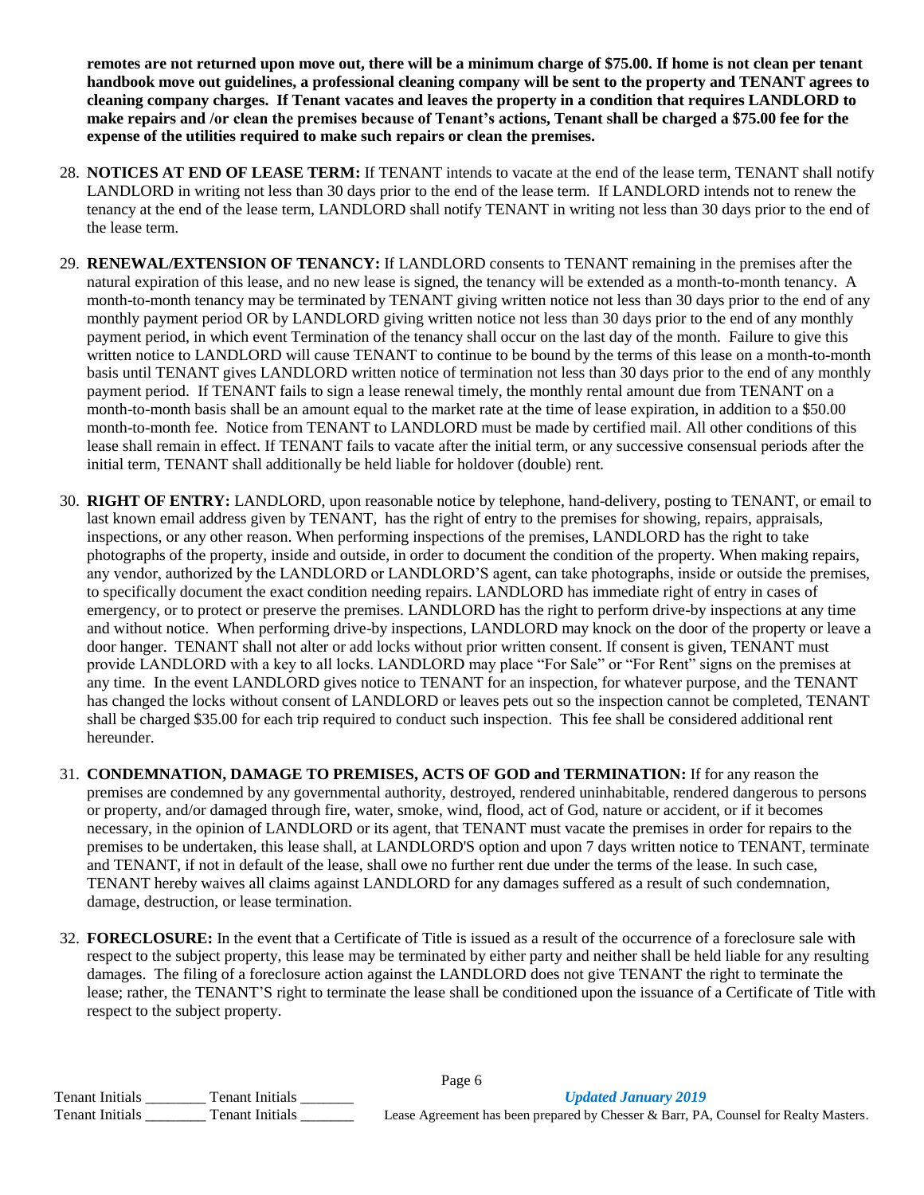**remotes are not returned upon move out, there will be a minimum charge of $75.00. If home is not clean per tenant handbook move out guidelines, a professional cleaning company will be sent to the property and TENANT agrees to cleaning company charges. If Tenant vacates and leaves the property in a condition that requires LANDLORD to make repairs and /or clean the premises because of Tenant's actions, Tenant shall be charged a $75.00 fee for the expense of the utilities required to make such repairs or clean the premises.**

28. **NOTICES AT END OF LEASE TERM:** If TENANT intends to vacate at the end of the lease term, TENANT shall notify LANDLORD in writing not less than 30 days prior to the end of the lease term. If LANDLORD intends not to renew the tenancy at the end of the lease term, LANDLORD shall notify TENANT in writing not less than 30 days prior to the end of the lease term.

29. **RENEWAL/EXTENSION OF TENANCY:** If LANDLORD consents to TENANT remaining in the premises after the natural expiration of this lease, and no new lease is signed, the tenancy will be extended as a month-to-month tenancy. A month-to-month tenancy may be terminated by TENANT giving written notice not less than 30 days prior to the end of any monthly payment period OR by LANDLORD giving written notice not less than 30 days prior to the end of any monthly payment period, in which event Termination of the tenancy shall occur on the last day of the month. Failure to give this written notice to LANDLORD will cause TENANT to continue to be bound by the terms of this lease on a month-to-month basis until TENANT gives LANDLORD written notice of termination not less than 30 days prior to the end of any monthly payment period. If TENANT fails to sign a lease renewal timely, the monthly rental amount due from TENANT on a month-to-month basis shall be an amount equal to the market rate at the time of lease expiration, in addition to a $50.00 month-to-month fee. Notice from TENANT to LANDLORD must be made by certified mail. All other conditions of this lease shall remain in effect. If TENANT fails to vacate after the initial term, or any successive consensual periods after the initial term, TENANT shall additionally be held liable for holdover (double) rent.

30. **RIGHT OF ENTRY:** LANDLORD, upon reasonable notice by telephone, hand-delivery, posting to TENANT, or email to last known email address given by TENANT, has the right of entry to the premises for showing, repairs, appraisals, inspections, or any other reason. When performing inspections of the premises, LANDLORD has the right to take photographs of the property, inside and outside, in order to document the condition of the property. When making repairs, any vendor, authorized by the LANDLORD or LANDLORD'S agent, can take photographs, inside or outside the premises, to specifically document the exact condition needing repairs. LANDLORD has immediate right of entry in cases of emergency, or to protect or preserve the premises. LANDLORD has the right to perform drive-by inspections at any time and without notice. When performing drive-by inspections, LANDLORD may knock on the door of the property or leave a door hanger. TENANT shall not alter or add locks without prior written consent. If consent is given, TENANT must provide LANDLORD with a key to all locks. LANDLORD may place "For Sale" or "For Rent" signs on the premises at any time. In the event LANDLORD gives notice to TENANT for an inspection, for whatever purpose, and the TENANT has changed the locks without consent of LANDLORD or leaves pets out so the inspection cannot be completed, TENANT shall be charged $35.00 for each trip required to conduct such inspection. This fee shall be considered additional rent hereunder.

31. **CONDEMNATION, DAMAGE TO PREMISES, ACTS OF GOD and TERMINATION:** If for any reason the premises are condemned by any governmental authority, destroyed, rendered uninhabitable, rendered dangerous to persons or property, and/or damaged through fire, water, smoke, wind, flood, act of God, nature or accident, or if it becomes necessary, in the opinion of LANDLORD or its agent, that TENANT must vacate the premises in order for repairs to the premises to be undertaken, this lease shall, at LANDLORD'S option and upon 7 days written notice to TENANT, terminate and TENANT, if not in default of the lease, shall owe no further rent due under the terms of the lease. In such case, TENANT hereby waives all claims against LANDLORD for any damages suffered as a result of such condemnation, damage, destruction, or lease termination.

32. **FORECLOSURE:** In the event that a Certificate of Title is issued as a result of the occurrence of a foreclosure sale with respect to the subject property, this lease may be terminated by either party and neither shall be held liable for any resulting damages. The filing of a foreclosure action against the LANDLORD does not give TENANT the right to terminate the lease; rather, the TENANT'S right to terminate the lease shall be conditioned upon the issuance of a Certificate of Title with respect to the subject property.

Tenant Initials ________ Tenant Initials _______
Tenant Initials ________ Tenant Initials _______

*Updated January 2019*
Lease Agreement has been prepared by Chesser & Barr, PA, Counsel for Realty Masters.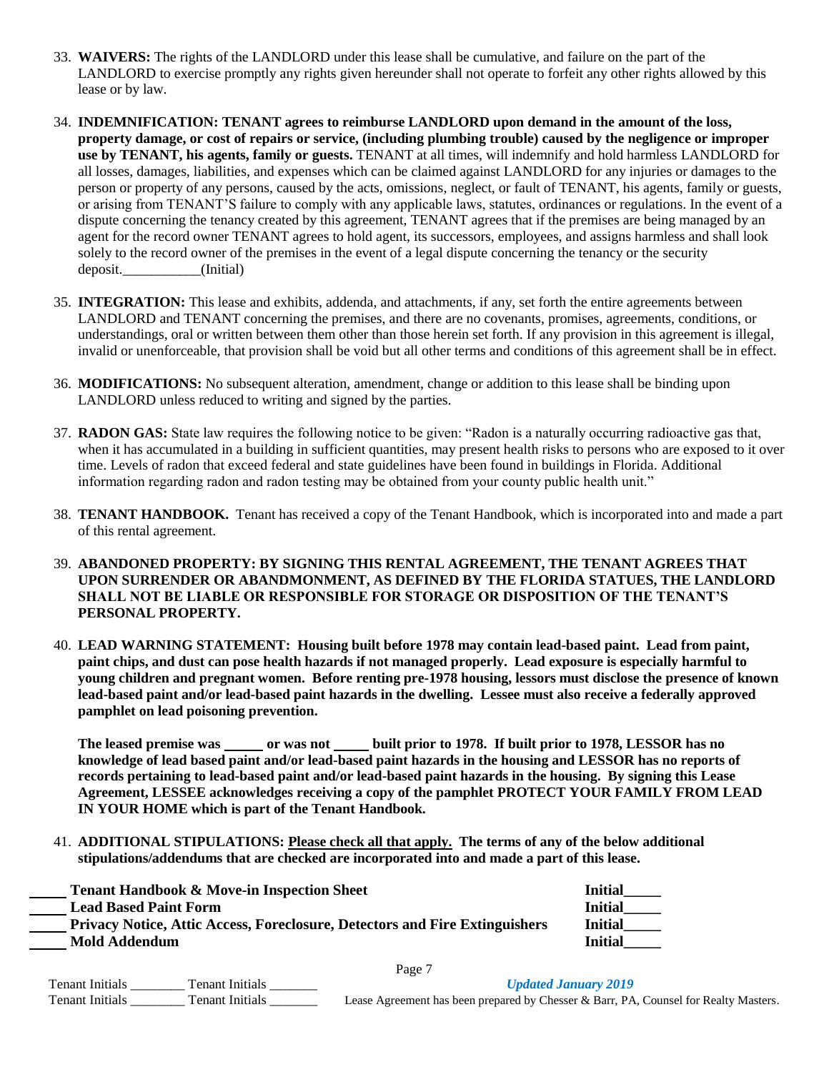33. **WAIVERS:** The rights of the LANDLORD under this lease shall be cumulative, and failure on the part of the LANDLORD to exercise promptly any rights given hereunder shall not operate to forfeit any other rights allowed by this lease or by law.

34. **INDEMNIFICATION: TENANT agrees to reimburse LANDLORD upon demand in the amount of the loss, property damage, or cost of repairs or service, (including plumbing trouble) caused by the negligence or improper use by TENANT, his agents, family or guests.** TENANT at all times, will indemnify and hold harmless LANDLORD for all losses, damages, liabilities, and expenses which can be claimed against LANDLORD for any injuries or damages to the person or property of any persons, caused by the acts, omissions, neglect, or fault of TENANT, his agents, family or guests, or arising from TENANT'S failure to comply with any applicable laws, statutes, ordinances or regulations. In the event of a dispute concerning the tenancy created by this agreement, TENANT agrees that if the premises are being managed by an agent for the record owner TENANT agrees to hold agent, its successors, employees, and assigns harmless and shall look solely to the record owner of the premises in the event of a legal dispute concerning the tenancy or the security deposit.___________(Initial)

35. **INTEGRATION:** This lease and exhibits, addenda, and attachments, if any, set forth the entire agreements between LANDLORD and TENANT concerning the premises, and there are no covenants, promises, agreements, conditions, or understandings, oral or written between them other than those herein set forth. If any provision in this agreement is illegal, invalid or unenforceable, that provision shall be void but all other terms and conditions of this agreement shall be in effect.

36. **MODIFICATIONS:** No subsequent alteration, amendment, change or addition to this lease shall be binding upon LANDLORD unless reduced to writing and signed by the parties.

37. **RADON GAS:** State law requires the following notice to be given: "Radon is a naturally occurring radioactive gas that, when it has accumulated in a building in sufficient quantities, may present health risks to persons who are exposed to it over time. Levels of radon that exceed federal and state guidelines have been found in buildings in Florida. Additional information regarding radon and radon testing may be obtained from your county public health unit."

38. **TENANT HANDBOOK.** Tenant has received a copy of the Tenant Handbook, which is incorporated into and made a part of this rental agreement.

39. **ABANDONED PROPERTY: BY SIGNING THIS RENTAL AGREEMENT, THE TENANT AGREES THAT UPON SURRENDER OR ABANDMONMENT, AS DEFINED BY THE FLORIDA STATUES, THE LANDLORD SHALL NOT BE LIABLE OR RESPONSIBLE FOR STORAGE OR DISPOSITION OF THE TENANT'S PERSONAL PROPERTY.**

40. **LEAD WARNING STATEMENT: Housing built before 1978 may contain lead-based paint. Lead from paint, paint chips, and dust can pose health hazards if not managed properly. Lead exposure is especially harmful to young children and pregnant women. Before renting pre-1978 housing, lessors must disclose the presence of known lead-based paint and/or lead-based paint hazards in the dwelling. Lessee must also receive a federally approved pamphlet on lead poisoning prevention.**

    **The leased premise was _____ or was not _____ built prior to 1978. If built prior to 1978, LESSOR has no knowledge of lead based paint and/or lead-based paint hazards in the housing and LESSOR has no reports of records pertaining to lead-based paint and/or lead-based paint hazards in the housing. By signing this Lease Agreement, LESSEE acknowledges receiving a copy of the pamphlet PROTECT YOUR FAMILY FROM LEAD IN YOUR HOME which is part of the Tenant Handbook.**

41. **ADDITIONAL STIPULATIONS: Please check all that apply. The terms of any of the below additional stipulations/addendums that are checked are incorporated into and made a part of this lease.**

_____ **Tenant Handbook & Move-in Inspection Sheet** **Initial_____**
_____ **Lead Based Paint Form** **Initial_____**
_____ **Privacy Notice, Attic Access, Foreclosure, Detectors and Fire Extinguishers** **Initial_____**
_____ **Mold Addendum** **Initial_____**

Tenant Initials ________ Tenant Initials _______
Tenant Initials ________ Tenant Initials _______

*Updated January 2019*

Lease Agreement has been prepared by Chesser & Barr, PA, Counsel for Realty Masters.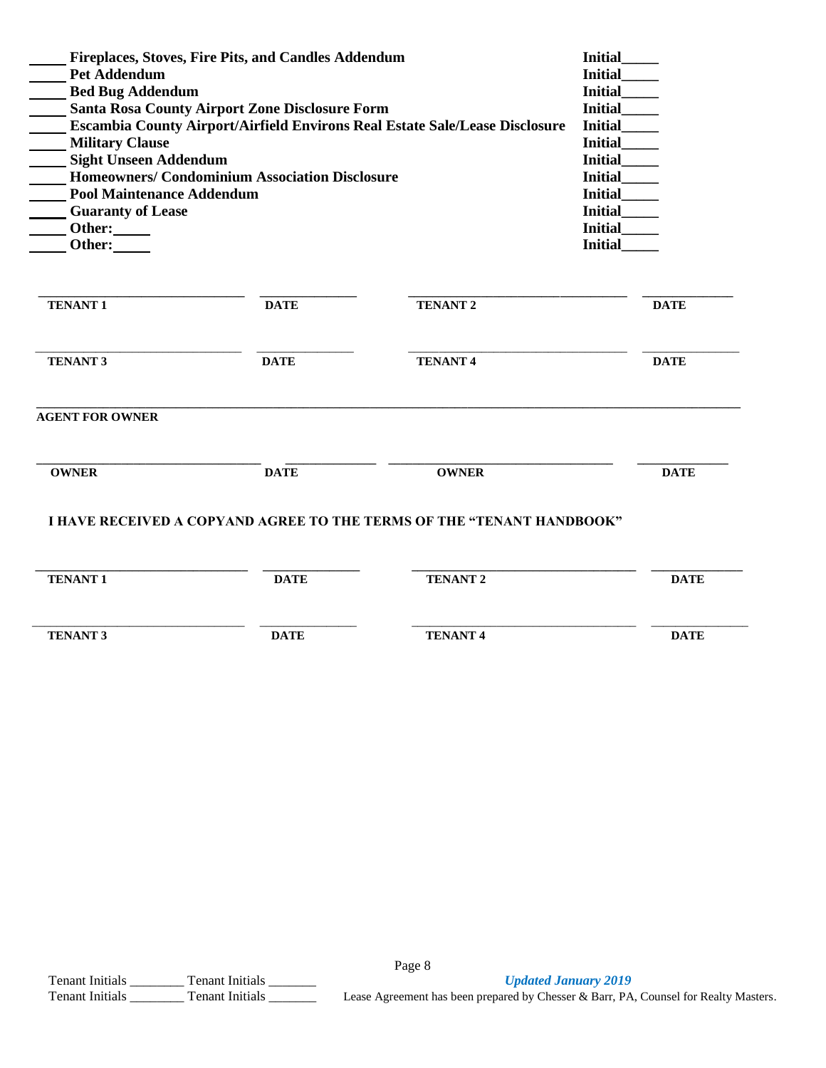_____ **Fireplaces, Stoves, Fire Pits, and Candles Addendum** **Initial_____**
_____ **Pet Addendum** **Initial_____**
_____ **Bed Bug Addendum** **Initial_____**
_____ **Santa Rosa County Airport Zone Disclosure Form** **Initial_____**
_____ **Escambia County Airport/Airfield Environs Real Estate Sale/Lease Disclosure** **Initial_____**
_____ **Military Clause** **Initial_____**
_____ **Sight Unseen Addendum** **Initial_____**
_____ **Homeowners/ Condominium Association Disclosure** **Initial_____**
_____ **Pool Maintenance Addendum** **Initial_____**
_____ **Guaranty of Lease** **Initial_____**
_____ **Other:_____** **Initial_____**
_____ **Other:_____** **Initial_____**

| | | | |
|---|---|---|---|
| ______________________________ | _______________ | ______________________________ | _______________ |
| **TENANT 1** | **DATE** | **TENANT 2** | **DATE** |
| ______________________________ | _______________ | ______________________________ | _______________ |
| **TENANT 3** | **DATE** | **TENANT 4** | **DATE** |

______________________________________________________________________________
**AGENT FOR OWNER**

| | | | |
|---|---|---|---|
| ______________________________ | _______________ | ______________________________ | _______________ |
| **OWNER** | **DATE** | **OWNER** | **DATE** |

**I HAVE RECEIVED A COPYAND AGREE TO THE TERMS OF THE "TENANT HANDBOOK"**

| | | | |
|---|---|---|---|
| ______________________________ | _______________ | ______________________________ | _______________ |
| **TENANT 1** | **DATE** | **TENANT 2** | **DATE** |
| ______________________________ | _______________ | ______________________________ | _______________ |
| **TENANT 3** | **DATE** | **TENANT 4** | **DATE** |

Tenant Initials ________ Tenant Initials _______
Tenant Initials ________ Tenant Initials _______

***Updated January 2019***
Lease Agreement has been prepared by Chesser & Barr, PA, Counsel for Realty Masters.